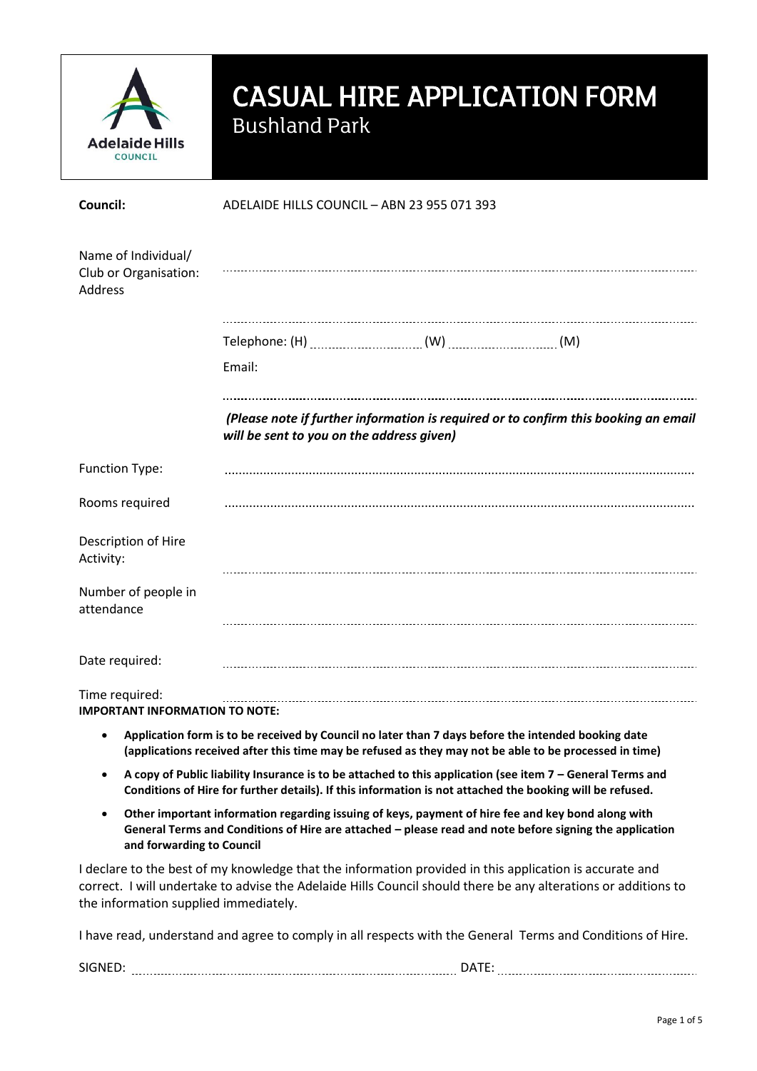# CASUAL HIRE APPLICATION FORM

## Bushland Park

**Council:** ADELAIDE HILLS COUNCIL – ABN 23 955 071 393

Name of Individual/ Club or Organisation: ..............................................................................................

Address ..............................................................................................

Telephone: (H) .................... (W) .................... (M)

Email:

..............................................................................................

***(Please note if further information is required or to confirm this booking an email will be sent to you on the address given)***

Function Type: ..............................................................................................

Rooms required ..............................................................................................

Description of Hire Activity: ..............................................................................................

Number of people in attendance ..............................................................................................

Date required: ..............................................................................................

Time required: ..............................................................................................

**IMPORTANT INFORMATION TO NOTE:**

- **Application form is to be received by Council no later than 7 days before the intended booking date (applications received after this time may be refused as they may not be able to be processed in time)**
- **A copy of Public liability Insurance is to be attached to this application (see item 7 – General Terms and Conditions of Hire for further details). If this information is not attached the booking will be refused.**
- **Other important information regarding issuing of keys, payment of hire fee and key bond along with General Terms and Conditions of Hire are attached – please read and note before signing the application and forwarding to Council**

I declare to the best of my knowledge that the information provided in this application is accurate and correct. I will undertake to advise the Adelaide Hills Council should there be any alterations or additions to the information supplied immediately.

I have read, understand and agree to comply in all respects with the General Terms and Conditions of Hire.

SIGNED: .............................................................. DATE: ..............................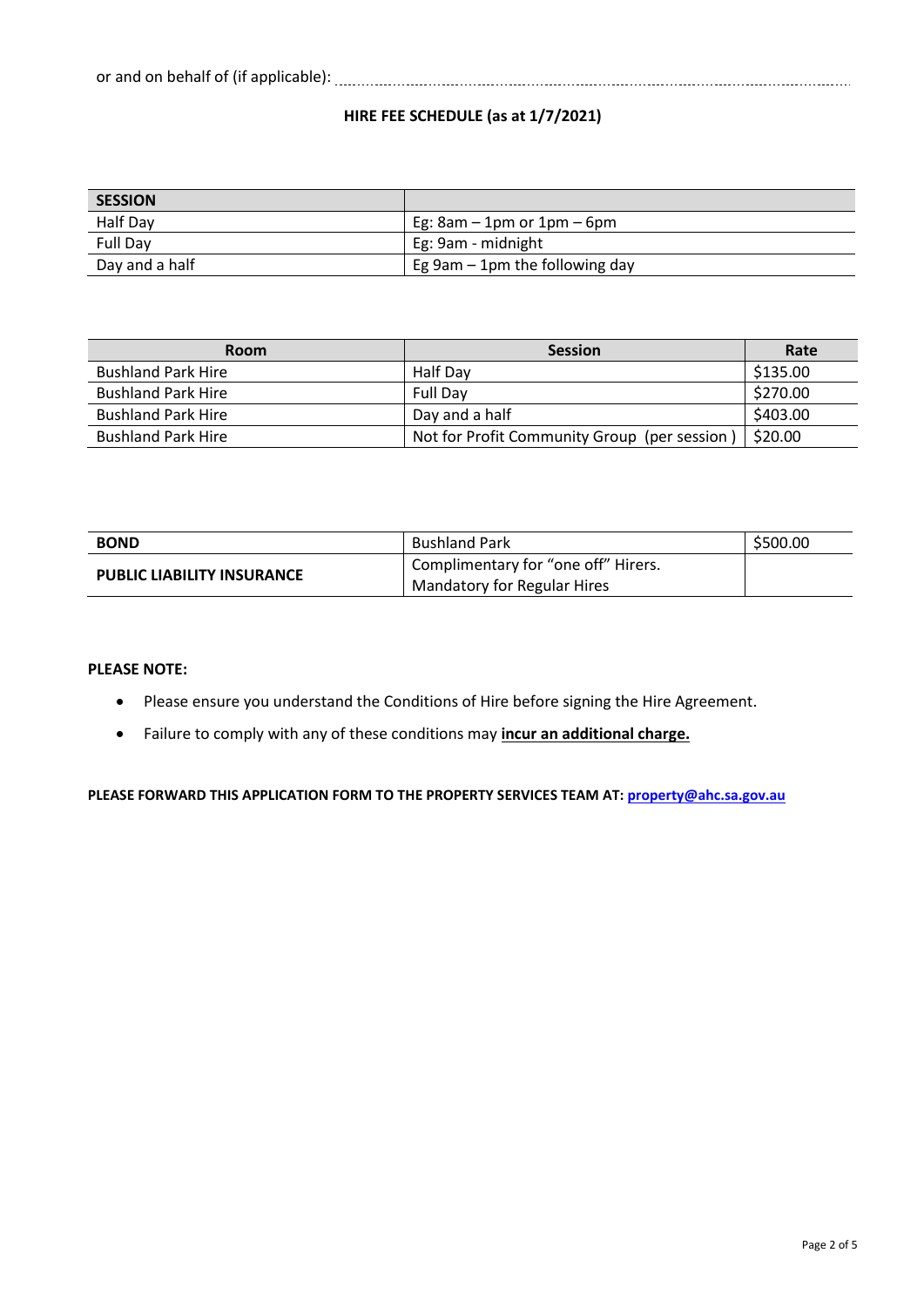or and on behalf of (if applicable): ..........................................................................................................

**HIRE FEE SCHEDULE (as at 1/7/2021)**

| SESSION | |
|---|---|
| Half Day | Eg: 8am – 1pm or 1pm – 6pm |
| Full Day | Eg: 9am - midnight |
| Day and a half | Eg 9am – 1pm the following day |

| Room | Session | Rate |
|---|---|---|
| Bushland Park Hire | Half Day | $135.00 |
| Bushland Park Hire | Full Day | $270.00 |
| Bushland Park Hire | Day and a half | $403.00 |
| Bushland Park Hire | Not for Profit Community Group (per session ) | $20.00 |

| | | |
|---|---|---|
| **BOND** | Bushland Park | $500.00 |
| **PUBLIC LIABILITY INSURANCE** | Complimentary for "one off" Hirers. Mandatory for Regular Hires | |

**PLEASE NOTE:**

- Please ensure you understand the Conditions of Hire before signing the Hire Agreement.
- Failure to comply with any of these conditions may **incur an additional charge.**

**PLEASE FORWARD THIS APPLICATION FORM TO THE PROPERTY SERVICES TEAM AT: property@ahc.sa.gov.au**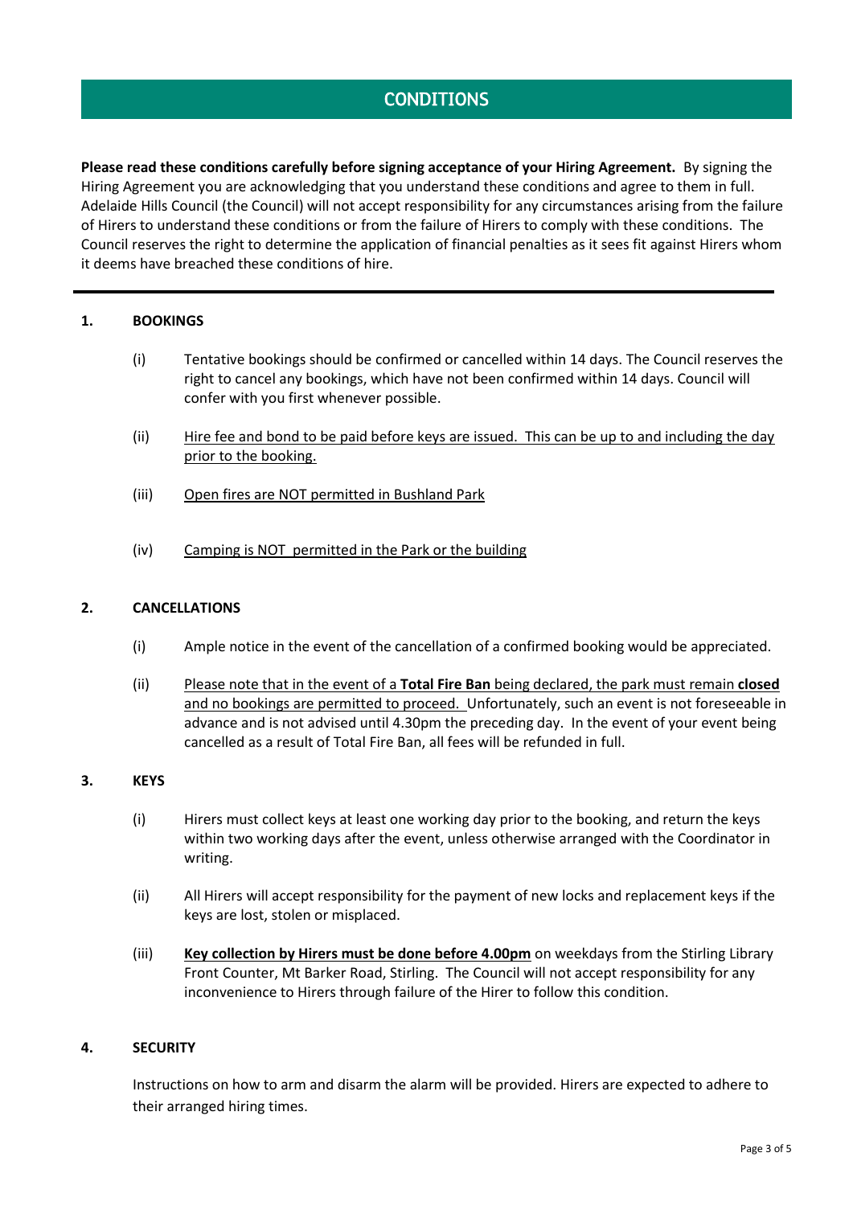# CONDITIONS

**Please read these conditions carefully before signing acceptance of your Hiring Agreement.** By signing the Hiring Agreement you are acknowledging that you understand these conditions and agree to them in full. Adelaide Hills Council (the Council) will not accept responsibility for any circumstances arising from the failure of Hirers to understand these conditions or from the failure of Hirers to comply with these conditions. The Council reserves the right to determine the application of financial penalties as it sees fit against Hirers whom it deems have breached these conditions of hire.

---

## 1. BOOKINGS

(i) Tentative bookings should be confirmed or cancelled within 14 days. The Council reserves the right to cancel any bookings, which have not been confirmed within 14 days. Council will confer with you first whenever possible.

(ii) <u>Hire fee and bond to be paid before keys are issued. This can be up to and including the day prior to the booking.</u>

(iii) <u>Open fires are NOT permitted in Bushland Park</u>

(iv) <u>Camping is NOT permitted in the Park or the building</u>

## 2. CANCELLATIONS

(i) Ample notice in the event of the cancellation of a confirmed booking would be appreciated.

(ii) <u>Please note that in the event of a **Total Fire Ban** being declared, the park must remain **closed** and no bookings are permitted to proceed.</u> Unfortunately, such an event is not foreseeable in advance and is not advised until 4.30pm the preceding day. In the event of your event being cancelled as a result of Total Fire Ban, all fees will be refunded in full.

## 3. KEYS

(i) Hirers must collect keys at least one working day prior to the booking, and return the keys within two working days after the event, unless otherwise arranged with the Coordinator in writing.

(ii) All Hirers will accept responsibility for the payment of new locks and replacement keys if the keys are lost, stolen or misplaced.

(iii) **<u>Key collection by Hirers must be done before 4.00pm</u>** on weekdays from the Stirling Library Front Counter, Mt Barker Road, Stirling. The Council will not accept responsibility for any inconvenience to Hirers through failure of the Hirer to follow this condition.

## 4. SECURITY

Instructions on how to arm and disarm the alarm will be provided. Hirers are expected to adhere to their arranged hiring times.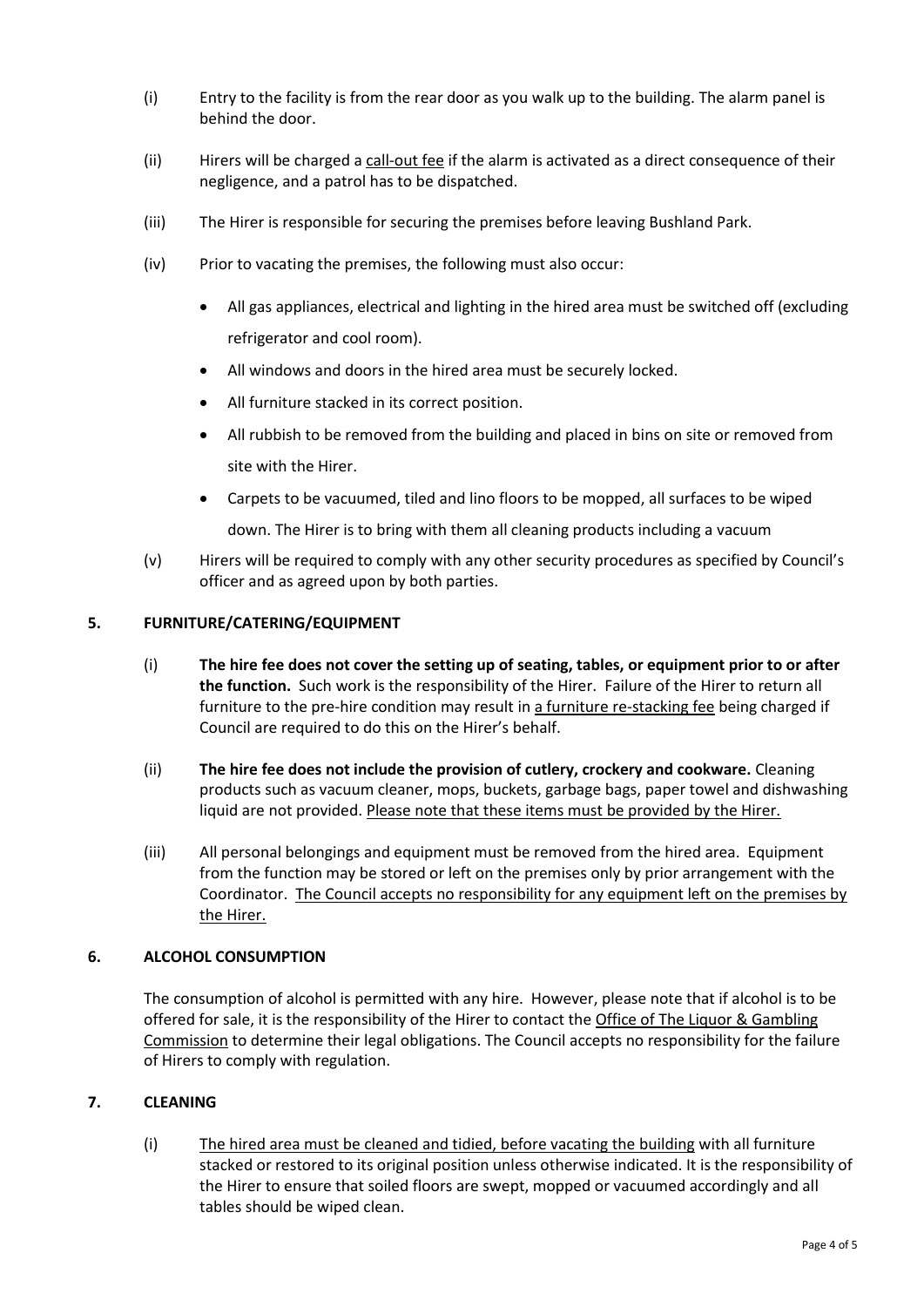(i) Entry to the facility is from the rear door as you walk up to the building. The alarm panel is behind the door.

(ii) Hirers will be charged a call-out fee if the alarm is activated as a direct consequence of their negligence, and a patrol has to be dispatched.

(iii) The Hirer is responsible for securing the premises before leaving Bushland Park.

(iv) Prior to vacating the premises, the following must also occur:

- All gas appliances, electrical and lighting in the hired area must be switched off (excluding refrigerator and cool room).
- All windows and doors in the hired area must be securely locked.
- All furniture stacked in its correct position.
- All rubbish to be removed from the building and placed in bins on site or removed from site with the Hirer.
- Carpets to be vacuumed, tiled and lino floors to be mopped, all surfaces to be wiped down. The Hirer is to bring with them all cleaning products including a vacuum

(v) Hirers will be required to comply with any other security procedures as specified by Council's officer and as agreed upon by both parties.

## 5. FURNITURE/CATERING/EQUIPMENT

(i) **The hire fee does not cover the setting up of seating, tables, or equipment prior to or after the function.** Such work is the responsibility of the Hirer. Failure of the Hirer to return all furniture to the pre-hire condition may result in a furniture re-stacking fee being charged if Council are required to do this on the Hirer's behalf.

(ii) **The hire fee does not include the provision of cutlery, crockery and cookware.** Cleaning products such as vacuum cleaner, mops, buckets, garbage bags, paper towel and dishwashing liquid are not provided. Please note that these items must be provided by the Hirer.

(iii) All personal belongings and equipment must be removed from the hired area. Equipment from the function may be stored or left on the premises only by prior arrangement with the Coordinator. The Council accepts no responsibility for any equipment left on the premises by the Hirer.

## 6. ALCOHOL CONSUMPTION

The consumption of alcohol is permitted with any hire. However, please note that if alcohol is to be offered for sale, it is the responsibility of the Hirer to contact the Office of The Liquor & Gambling Commission to determine their legal obligations. The Council accepts no responsibility for the failure of Hirers to comply with regulation.

## 7. CLEANING

(i) The hired area must be cleaned and tidied, before vacating the building with all furniture stacked or restored to its original position unless otherwise indicated. It is the responsibility of the Hirer to ensure that soiled floors are swept, mopped or vacuumed accordingly and all tables should be wiped clean.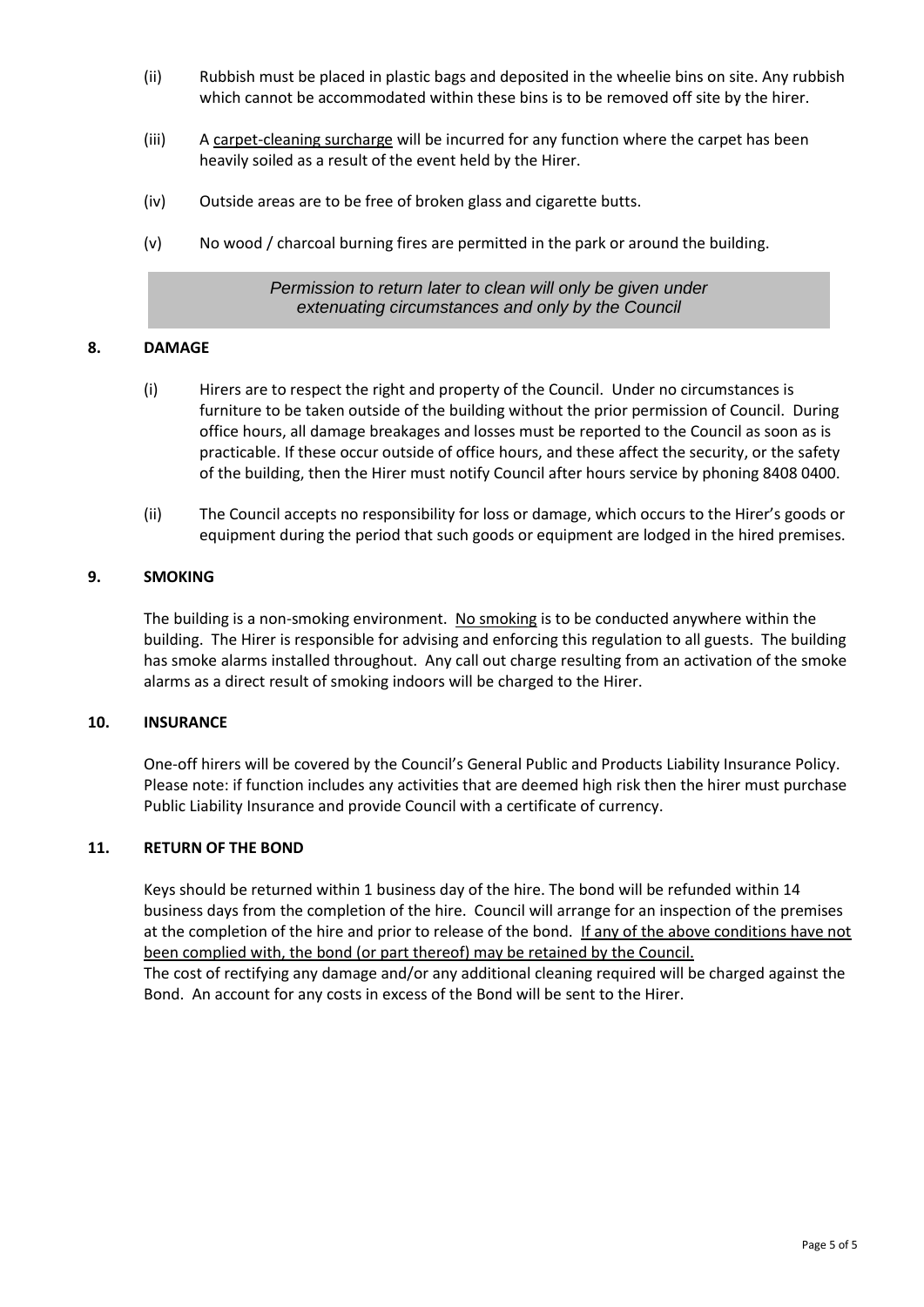(ii) Rubbish must be placed in plastic bags and deposited in the wheelie bins on site. Any rubbish which cannot be accommodated within these bins is to be removed off site by the hirer.

(iii) A <u>carpet-cleaning surcharge</u> will be incurred for any function where the carpet has been heavily soiled as a result of the event held by the Hirer.

(iv) Outside areas are to be free of broken glass and cigarette butts.

(v) No wood / charcoal burning fires are permitted in the park or around the building.

> *Permission to return later to clean will only be given under extenuating circumstances and only by the Council*

## 8. DAMAGE

(i) Hirers are to respect the right and property of the Council. Under no circumstances is furniture to be taken outside of the building without the prior permission of Council. During office hours, all damage breakages and losses must be reported to the Council as soon as is practicable. If these occur outside of office hours, and these affect the security, or the safety of the building, then the Hirer must notify Council after hours service by phoning 8408 0400.

(ii) The Council accepts no responsibility for loss or damage, which occurs to the Hirer's goods or equipment during the period that such goods or equipment are lodged in the hired premises.

## 9. SMOKING

The building is a non-smoking environment. <u>No smoking</u> is to be conducted anywhere within the building. The Hirer is responsible for advising and enforcing this regulation to all guests. The building has smoke alarms installed throughout. Any call out charge resulting from an activation of the smoke alarms as a direct result of smoking indoors will be charged to the Hirer.

## 10. INSURANCE

One-off hirers will be covered by the Council's General Public and Products Liability Insurance Policy. Please note: if function includes any activities that are deemed high risk then the hirer must purchase Public Liability Insurance and provide Council with a certificate of currency.

## 11. RETURN OF THE BOND

Keys should be returned within 1 business day of the hire. The bond will be refunded within 14 business days from the completion of the hire. Council will arrange for an inspection of the premises at the completion of the hire and prior to release of the bond. <u>If any of the above conditions have not been complied with, the bond (or part thereof) may be retained by the Council.</u>

The cost of rectifying any damage and/or any additional cleaning required will be charged against the Bond. An account for any costs in excess of the Bond will be sent to the Hirer.